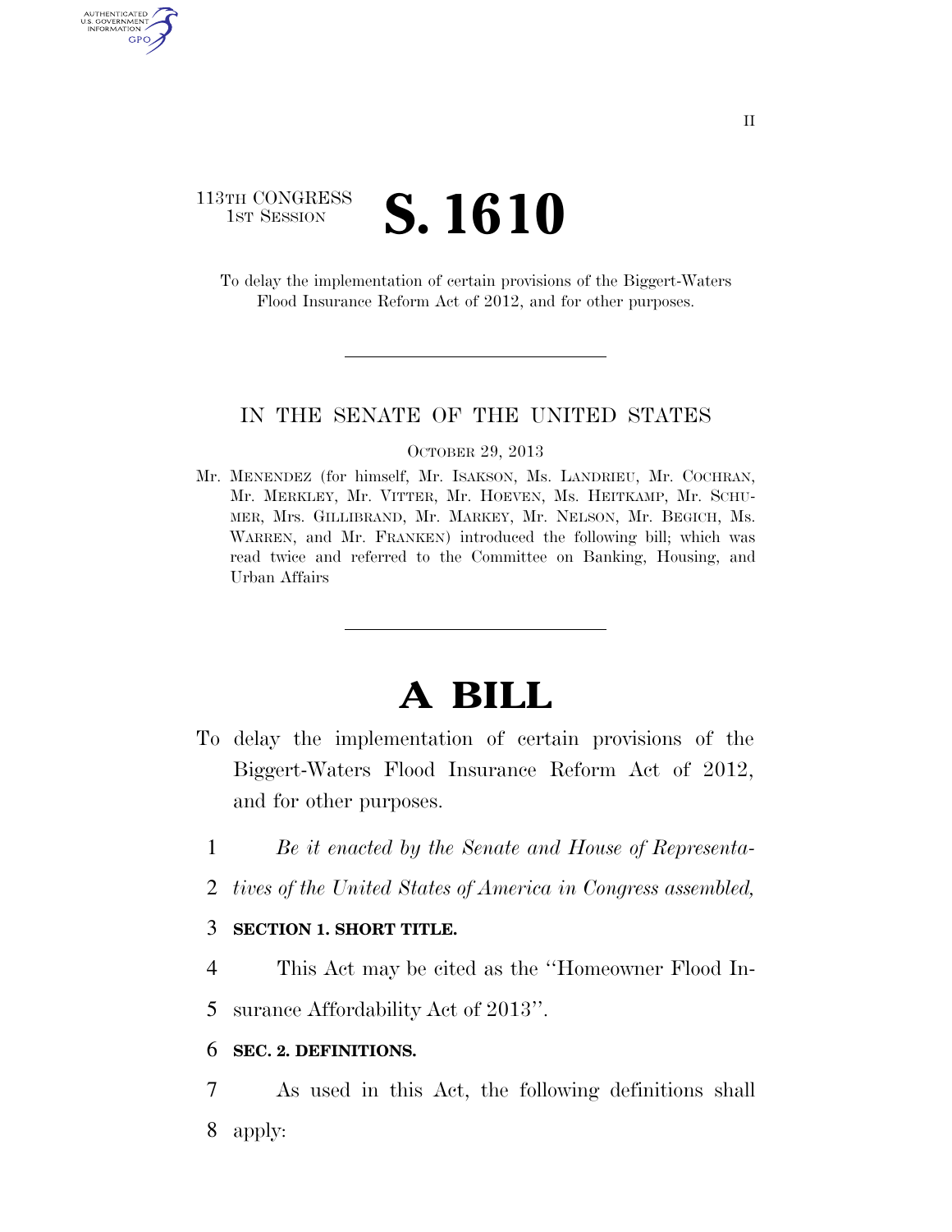113TH CONGRESS
1ST SESSION

# S. 1610

To delay the implementation of certain provisions of the Biggert-Waters Flood Insurance Reform Act of 2012, and for other purposes.

IN THE SENATE OF THE UNITED STATES

OCTOBER 29, 2013

Mr. MENENDEZ (for himself, Mr. ISAKSON, Ms. LANDRIEU, Mr. COCHRAN, Mr. MERKLEY, Mr. VITTER, Mr. HOEVEN, Ms. HEITKAMP, Mr. SCHUMER, Mrs. GILLIBRAND, Mr. MARKEY, Mr. NELSON, Mr. BEGICH, Ms. WARREN, and Mr. FRANKEN) introduced the following bill; which was read twice and referred to the Committee on Banking, Housing, and Urban Affairs

# A BILL

To delay the implementation of certain provisions of the Biggert-Waters Flood Insurance Reform Act of 2012, and for other purposes.

1 *Be it enacted by the Senate and House of Representa-*
2 *tives of the United States of America in Congress assembled,*

3 **SECTION 1. SHORT TITLE.**

4 This Act may be cited as the ''Homeowner Flood In-
5 surance Affordability Act of 2013''.

6 **SEC. 2. DEFINITIONS.**

7 As used in this Act, the following definitions shall
8 apply: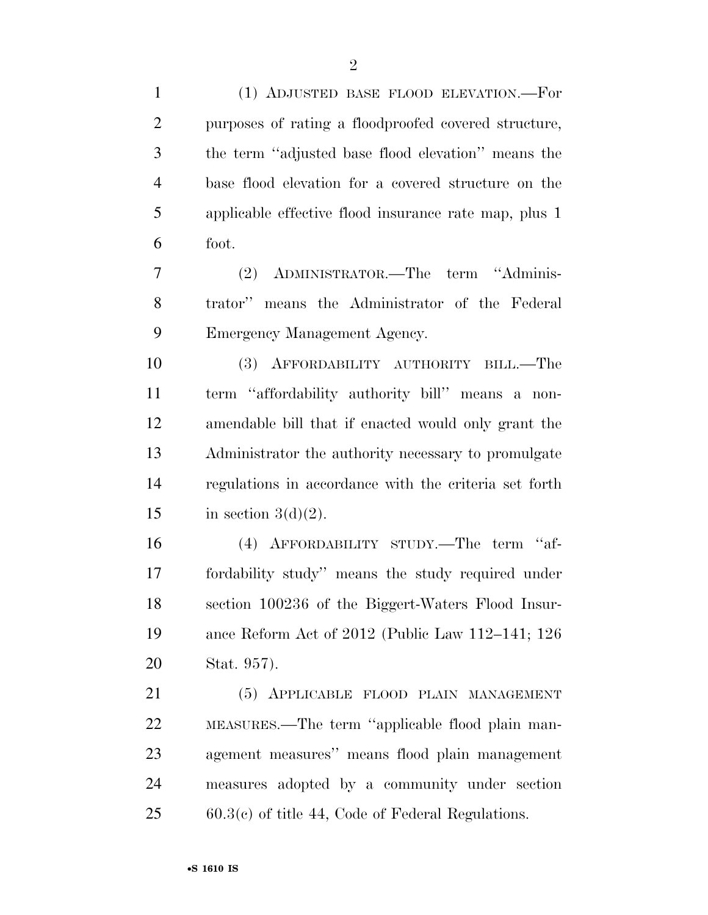(1) ADJUSTED BASE FLOOD ELEVATION.—For purposes of rating a floodproofed covered structure, the term ''adjusted base flood elevation'' means the base flood elevation for a covered structure on the applicable effective flood insurance rate map, plus 1 foot.

(2) ADMINISTRATOR.—The term ''Administrator'' means the Administrator of the Federal Emergency Management Agency.

(3) AFFORDABILITY AUTHORITY BILL.—The term ''affordability authority bill'' means a non-amendable bill that if enacted would only grant the Administrator the authority necessary to promulgate regulations in accordance with the criteria set forth in section 3(d)(2).

(4) AFFORDABILITY STUDY.—The term ''affordability study'' means the study required under section 100236 of the Biggert-Waters Flood Insurance Reform Act of 2012 (Public Law 112–141; 126 Stat. 957).

(5) APPLICABLE FLOOD PLAIN MANAGEMENT MEASURES.—The term ''applicable flood plain management measures'' means flood plain management measures adopted by a community under section 60.3(c) of title 44, Code of Federal Regulations.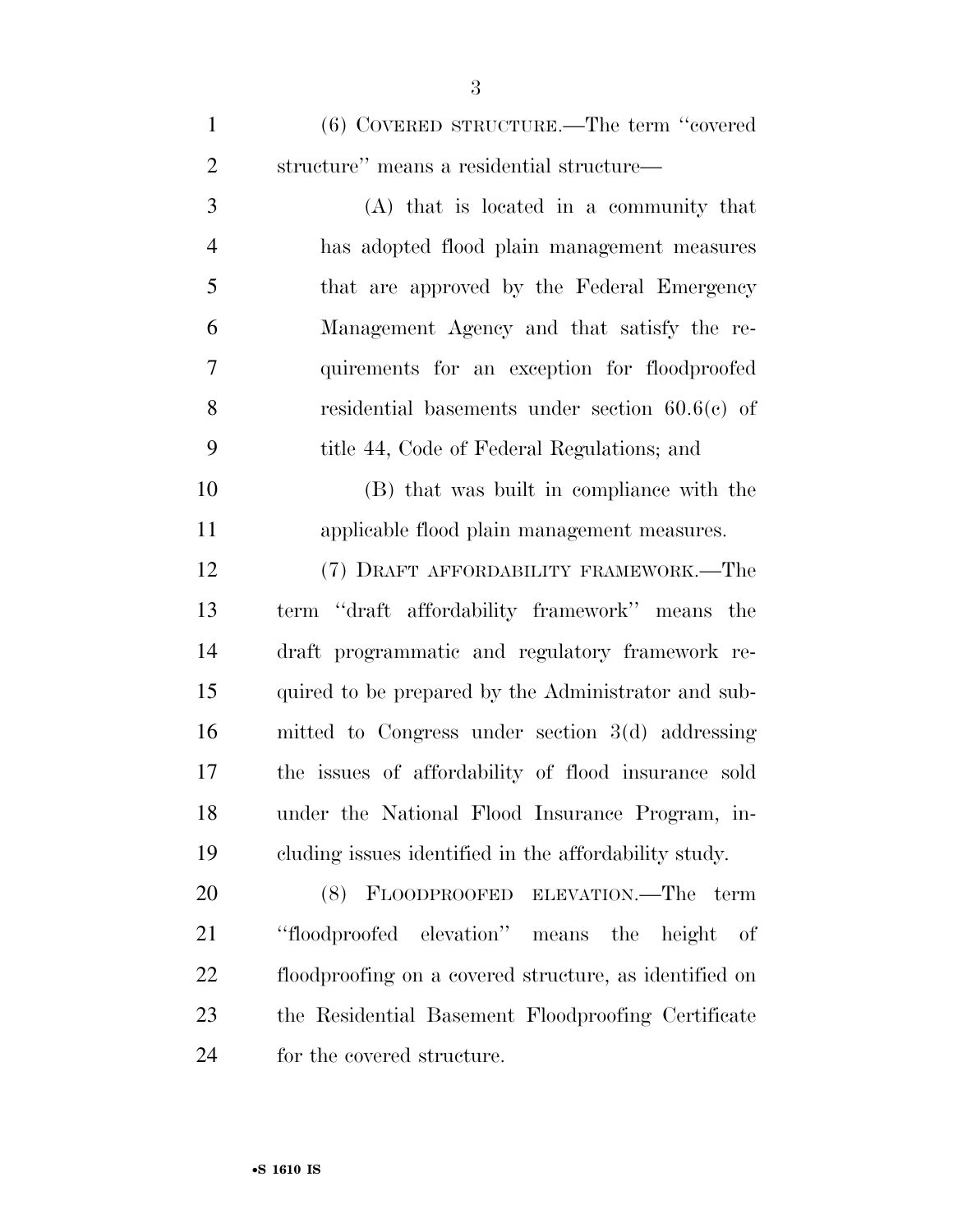(6) COVERED STRUCTURE.—The term ''covered structure'' means a residential structure—

(A) that is located in a community that has adopted flood plain management measures that are approved by the Federal Emergency Management Agency and that satisfy the requirements for an exception for floodproofed residential basements under section 60.6(c) of title 44, Code of Federal Regulations; and

(B) that was built in compliance with the applicable flood plain management measures.

(7) DRAFT AFFORDABILITY FRAMEWORK.—The term ''draft affordability framework'' means the draft programmatic and regulatory framework required to be prepared by the Administrator and submitted to Congress under section 3(d) addressing the issues of affordability of flood insurance sold under the National Flood Insurance Program, including issues identified in the affordability study.

(8) FLOODPROOFED ELEVATION.—The term ''floodproofed elevation'' means the height of floodproofing on a covered structure, as identified on the Residential Basement Floodproofing Certificate for the covered structure.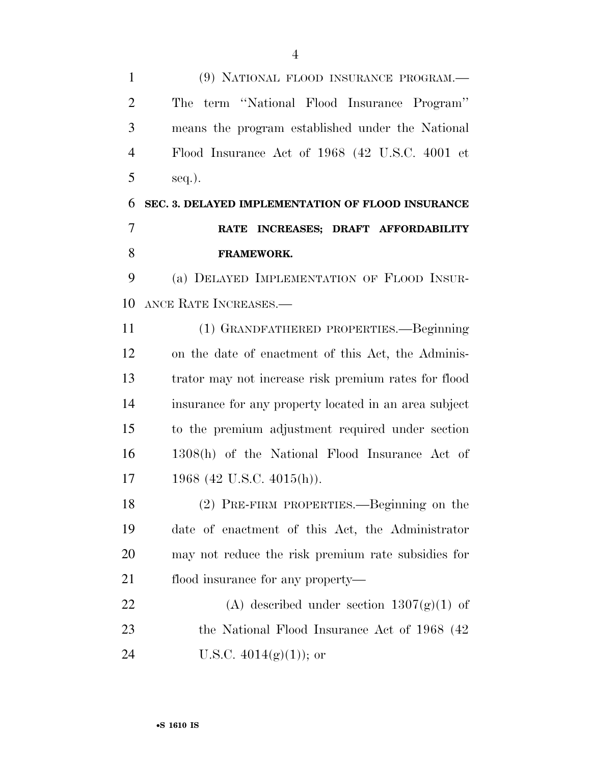(9) NATIONAL FLOOD INSURANCE PROGRAM.—The term ''National Flood Insurance Program'' means the program established under the National Flood Insurance Act of 1968 (42 U.S.C. 4001 et seq.).

## SEC. 3. DELAYED IMPLEMENTATION OF FLOOD INSURANCE RATE INCREASES; DRAFT AFFORDABILITY FRAMEWORK.

(a) DELAYED IMPLEMENTATION OF FLOOD INSURANCE RATE INCREASES.—

(1) GRANDFATHERED PROPERTIES.—Beginning on the date of enactment of this Act, the Administrator may not increase risk premium rates for flood insurance for any property located in an area subject to the premium adjustment required under section 1308(h) of the National Flood Insurance Act of 1968 (42 U.S.C. 4015(h)).

(2) PRE-FIRM PROPERTIES.—Beginning on the date of enactment of this Act, the Administrator may not reduce the risk premium rate subsidies for flood insurance for any property—

(A) described under section 1307(g)(1) of the National Flood Insurance Act of 1968 (42 U.S.C. 4014(g)(1)); or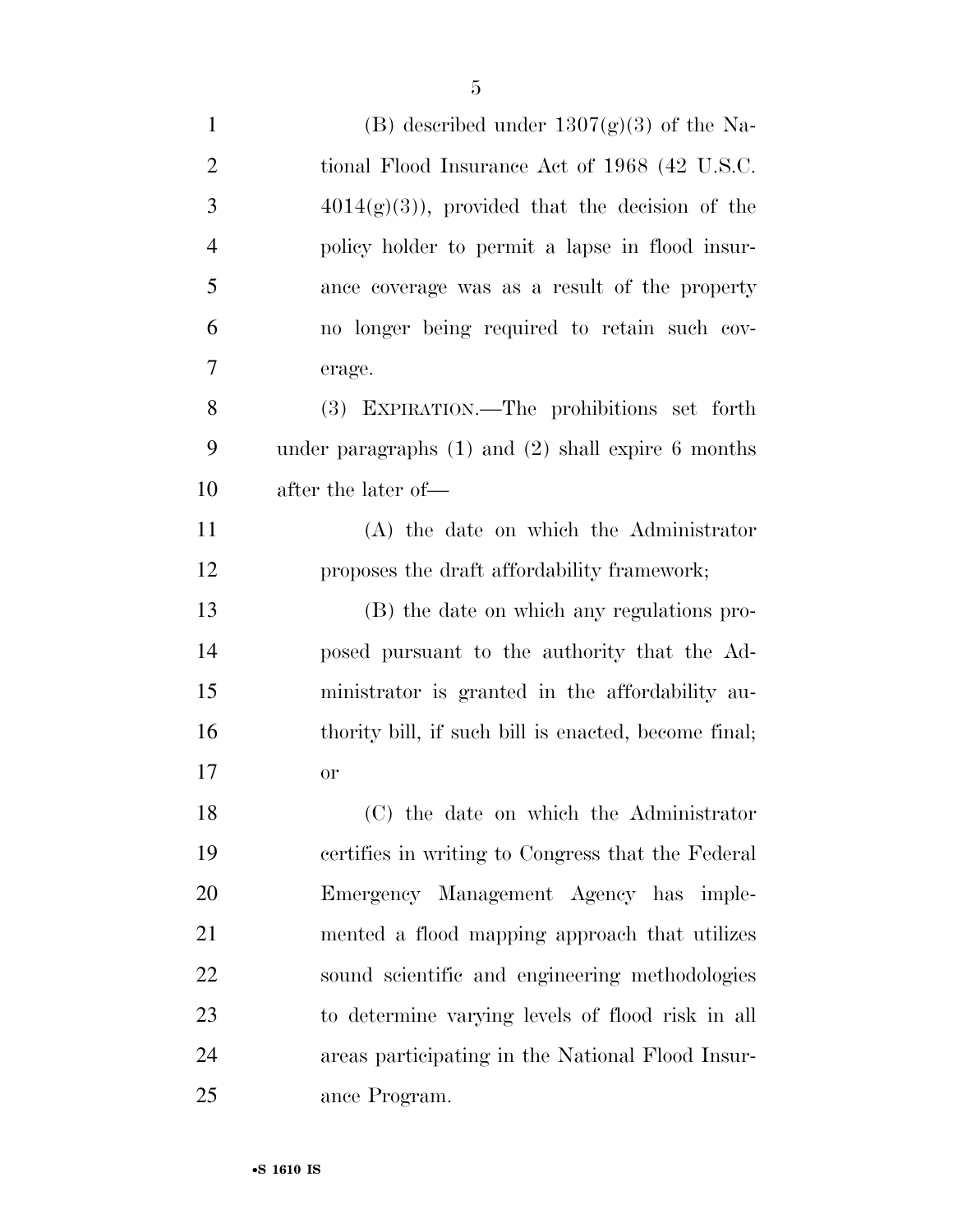(B) described under 1307(g)(3) of the National Flood Insurance Act of 1968 (42 U.S.C. 4014(g)(3)), provided that the decision of the policy holder to permit a lapse in flood insurance coverage was as a result of the property no longer being required to retain such coverage.

(3) EXPIRATION.—The prohibitions set forth under paragraphs (1) and (2) shall expire 6 months after the later of—

(A) the date on which the Administrator proposes the draft affordability framework;

(B) the date on which any regulations proposed pursuant to the authority that the Administrator is granted in the affordability authority bill, if such bill is enacted, become final; or

(C) the date on which the Administrator certifies in writing to Congress that the Federal Emergency Management Agency has implemented a flood mapping approach that utilizes sound scientific and engineering methodologies to determine varying levels of flood risk in all areas participating in the National Flood Insurance Program.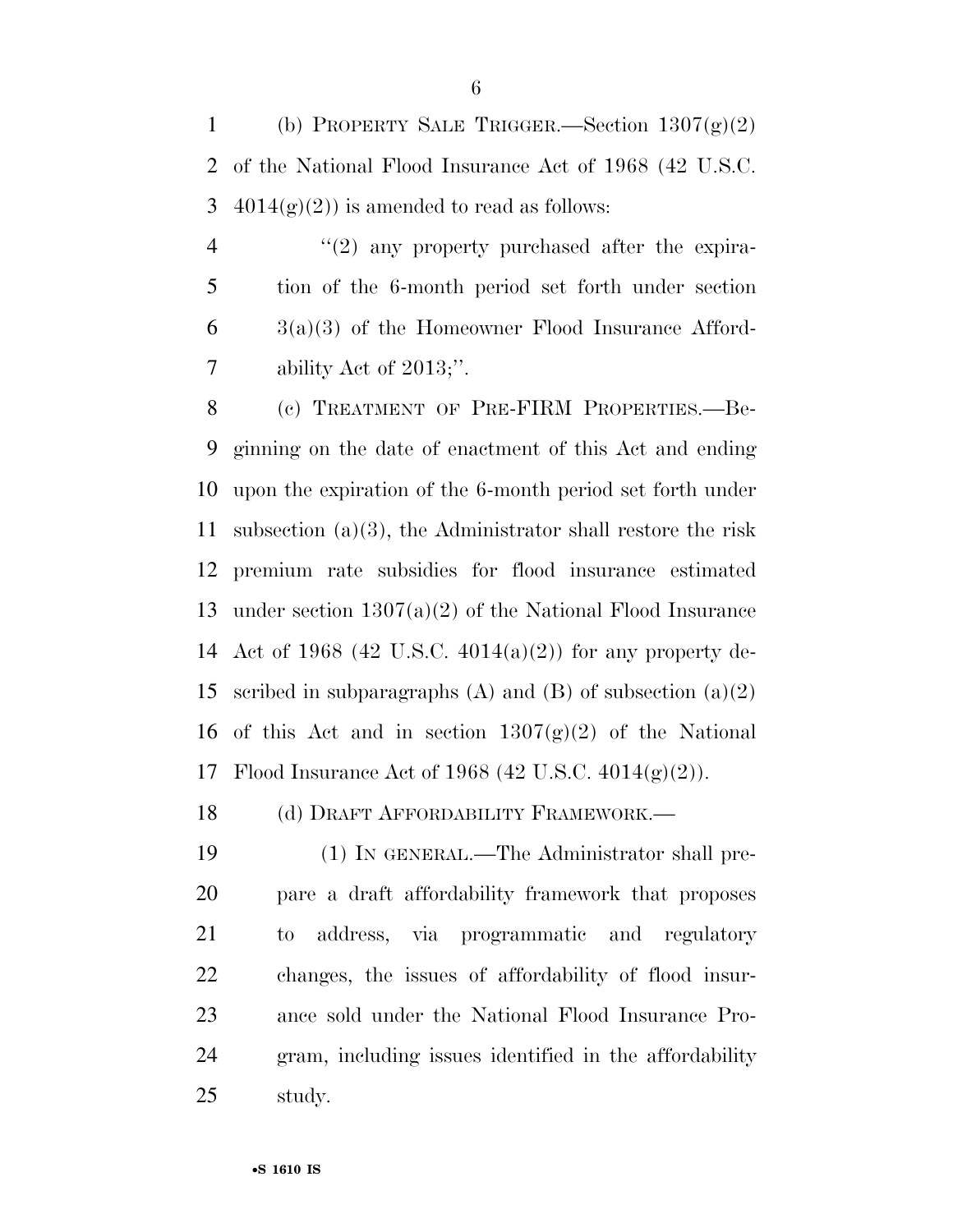(b) PROPERTY SALE TRIGGER.—Section 1307(g)(2) of the National Flood Insurance Act of 1968 (42 U.S.C. 4014(g)(2)) is amended to read as follows:

"(2) any property purchased after the expiration of the 6-month period set forth under section 3(a)(3) of the Homeowner Flood Insurance Affordability Act of 2013;".

(c) TREATMENT OF PRE-FIRM PROPERTIES.—Beginning on the date of enactment of this Act and ending upon the expiration of the 6-month period set forth under subsection (a)(3), the Administrator shall restore the risk premium rate subsidies for flood insurance estimated under section 1307(a)(2) of the National Flood Insurance Act of 1968 (42 U.S.C. 4014(a)(2)) for any property described in subparagraphs (A) and (B) of subsection (a)(2) of this Act and in section 1307(g)(2) of the National Flood Insurance Act of 1968 (42 U.S.C. 4014(g)(2)).

(d) DRAFT AFFORDABILITY FRAMEWORK.—

(1) IN GENERAL.—The Administrator shall prepare a draft affordability framework that proposes to address, via programmatic and regulatory changes, the issues of affordability of flood insurance sold under the National Flood Insurance Program, including issues identified in the affordability study.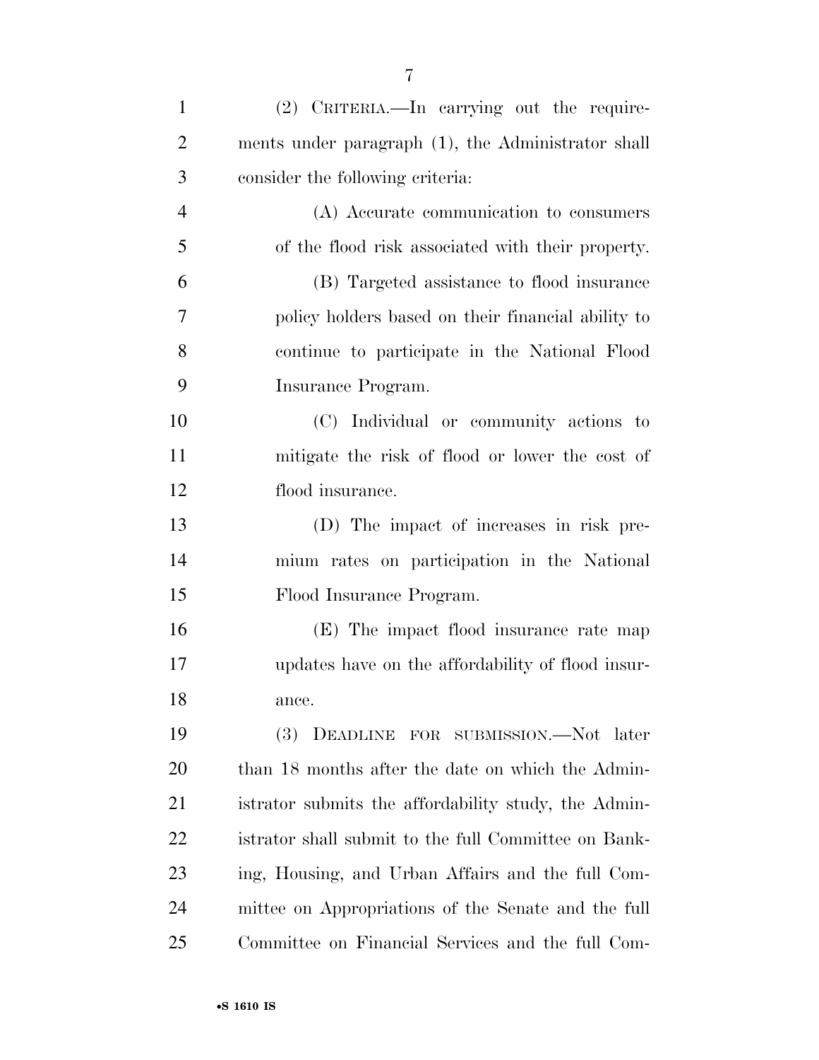(2) CRITERIA.—In carrying out the requirements under paragraph (1), the Administrator shall consider the following criteria:

(A) Accurate communication to consumers of the flood risk associated with their property.

(B) Targeted assistance to flood insurance policy holders based on their financial ability to continue to participate in the National Flood Insurance Program.

(C) Individual or community actions to mitigate the risk of flood or lower the cost of flood insurance.

(D) The impact of increases in risk premium rates on participation in the National Flood Insurance Program.

(E) The impact flood insurance rate map updates have on the affordability of flood insurance.

(3) DEADLINE FOR SUBMISSION.—Not later than 18 months after the date on which the Administrator submits the affordability study, the Administrator shall submit to the full Committee on Banking, Housing, and Urban Affairs and the full Committee on Appropriations of the Senate and the full Committee on Financial Services and the full Com-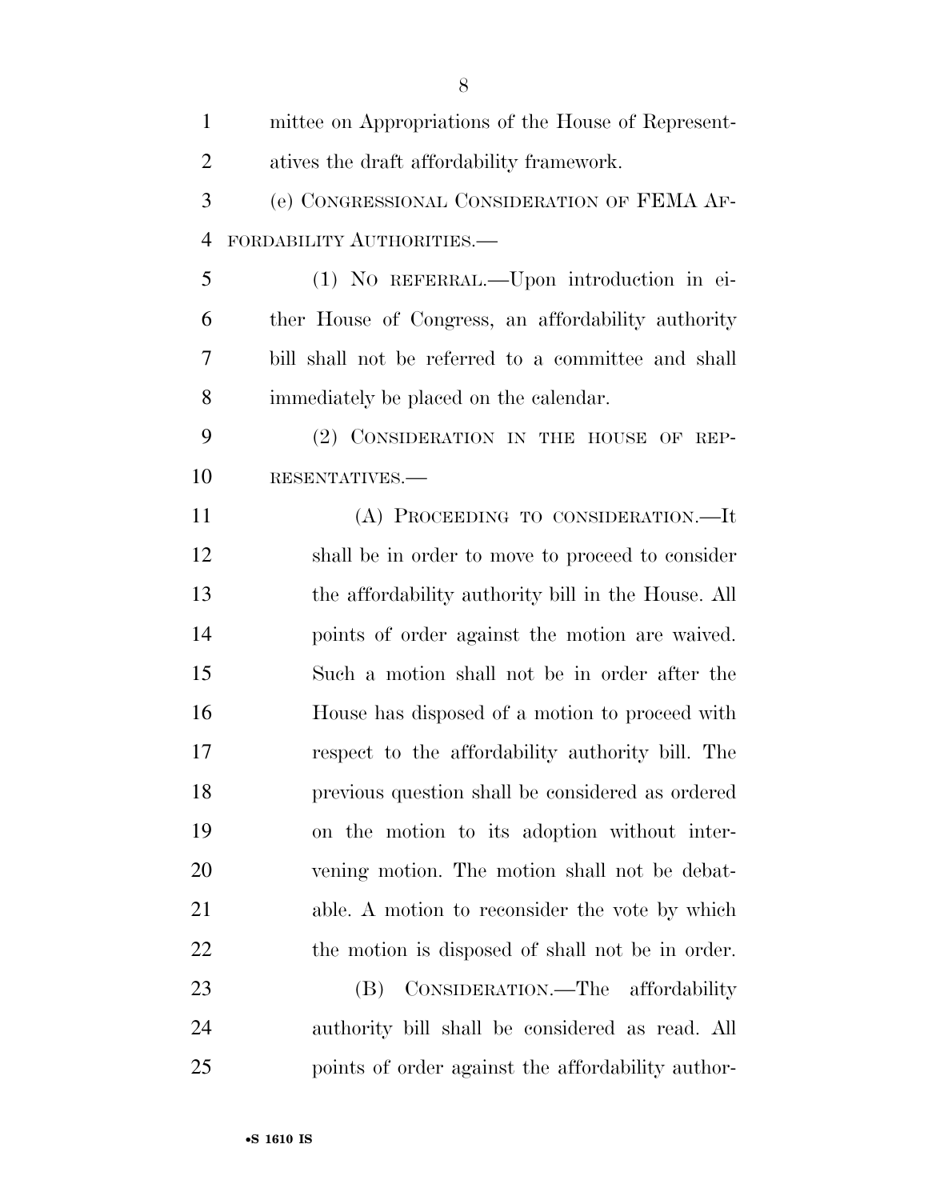mittee on Appropriations of the House of Representatives the draft affordability framework.

(e) CONGRESSIONAL CONSIDERATION OF FEMA AFFORDABILITY AUTHORITIES.—

(1) NO REFERRAL.—Upon introduction in either House of Congress, an affordability authority bill shall not be referred to a committee and shall immediately be placed on the calendar.

(2) CONSIDERATION IN THE HOUSE OF REPRESENTATIVES.—

(A) PROCEEDING TO CONSIDERATION.—It shall be in order to move to proceed to consider the affordability authority bill in the House. All points of order against the motion are waived. Such a motion shall not be in order after the House has disposed of a motion to proceed with respect to the affordability authority bill. The previous question shall be considered as ordered on the motion to its adoption without intervening motion. The motion shall not be debatable. A motion to reconsider the vote by which the motion is disposed of shall not be in order.

(B) CONSIDERATION.—The affordability authority bill shall be considered as read. All points of order against the affordability author-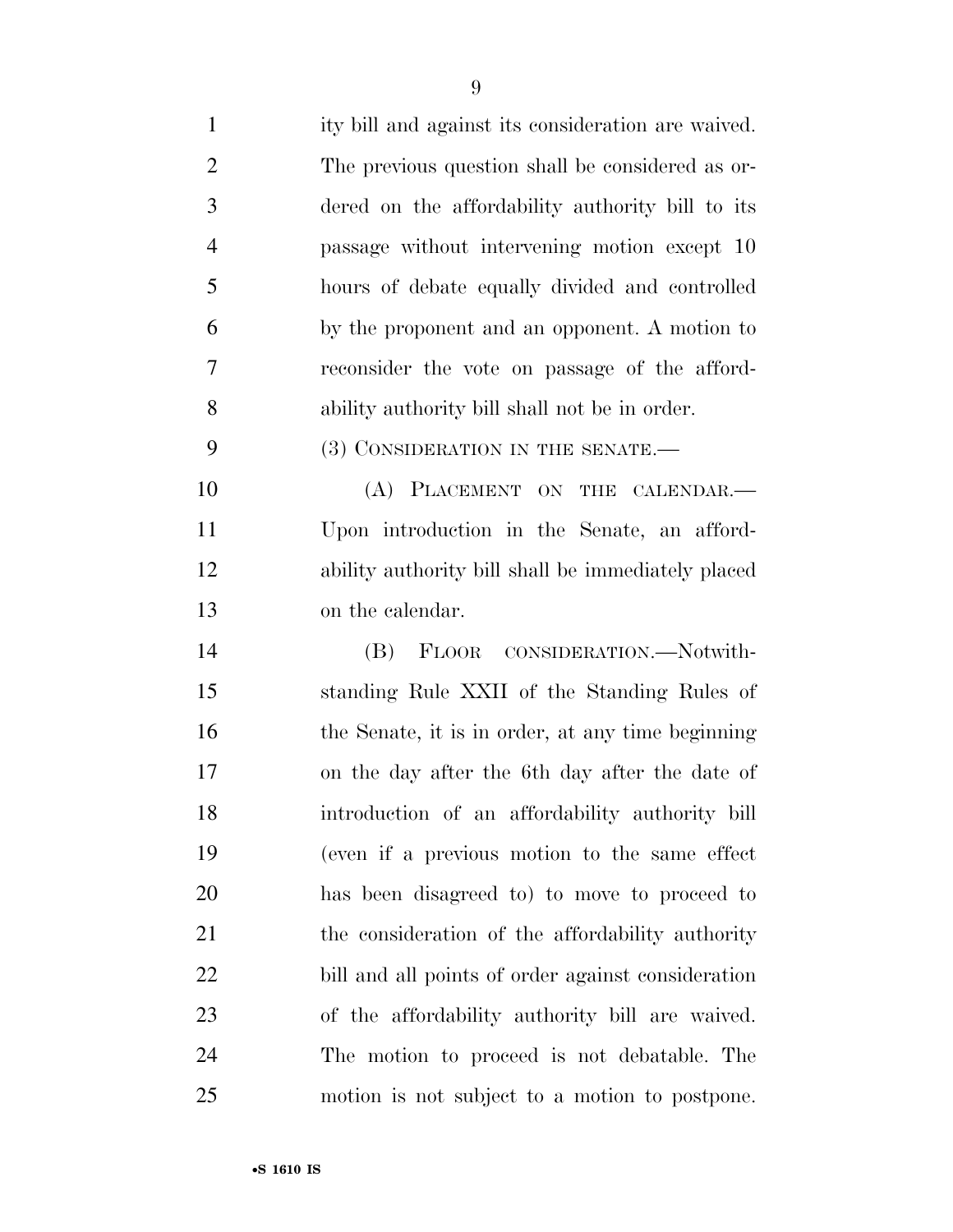ity bill and against its consideration are waived. The previous question shall be considered as ordered on the affordability authority bill to its passage without intervening motion except 10 hours of debate equally divided and controlled by the proponent and an opponent. A motion to reconsider the vote on passage of the affordability authority bill shall not be in order.

(3) CONSIDERATION IN THE SENATE.—

(A) PLACEMENT ON THE CALENDAR.—Upon introduction in the Senate, an affordability authority bill shall be immediately placed on the calendar.

(B) FLOOR CONSIDERATION.—Notwithstanding Rule XXII of the Standing Rules of the Senate, it is in order, at any time beginning on the day after the 6th day after the date of introduction of an affordability authority bill (even if a previous motion to the same effect has been disagreed to) to move to proceed to the consideration of the affordability authority bill and all points of order against consideration of the affordability authority bill are waived. The motion to proceed is not debatable. The motion is not subject to a motion to postpone.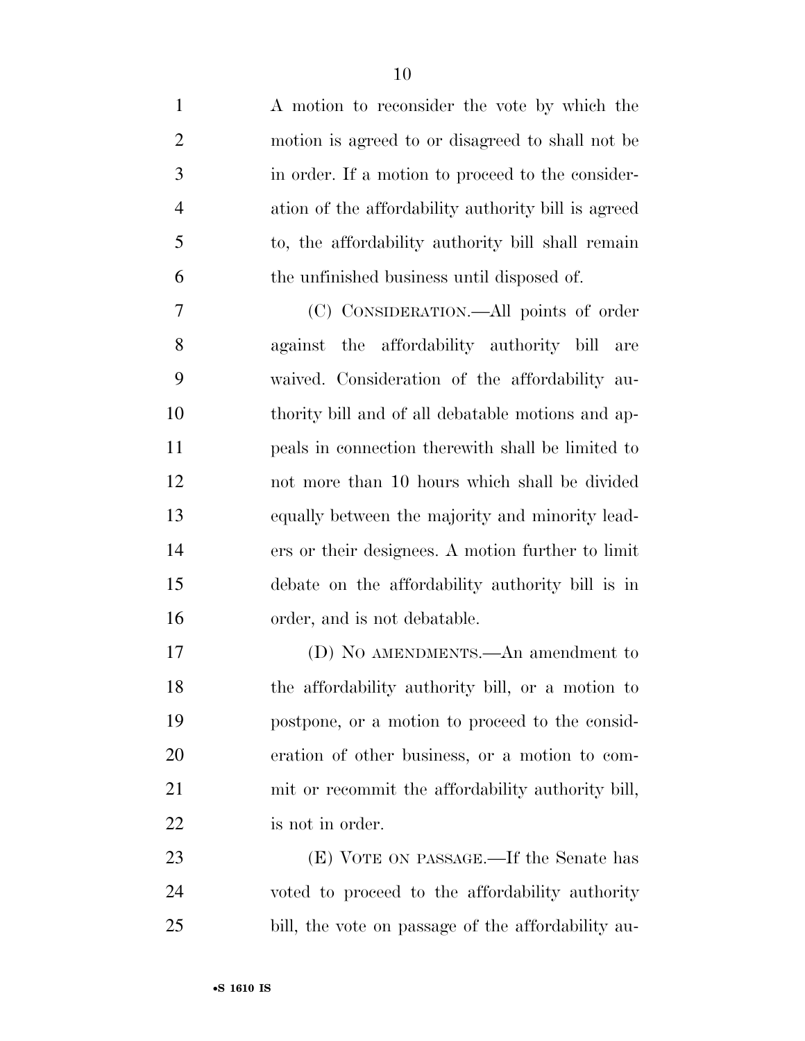A motion to reconsider the vote by which the motion is agreed to or disagreed to shall not be in order. If a motion to proceed to the consideration of the affordability authority bill is agreed to, the affordability authority bill shall remain the unfinished business until disposed of.

(C) CONSIDERATION.—All points of order against the affordability authority bill are waived. Consideration of the affordability authority bill and of all debatable motions and appeals in connection therewith shall be limited to not more than 10 hours which shall be divided equally between the majority and minority leaders or their designees. A motion further to limit debate on the affordability authority bill is in order, and is not debatable.

(D) NO AMENDMENTS.—An amendment to the affordability authority bill, or a motion to postpone, or a motion to proceed to the consideration of other business, or a motion to commit or recommit the affordability authority bill, is not in order.

(E) VOTE ON PASSAGE.—If the Senate has voted to proceed to the affordability authority bill, the vote on passage of the affordability au-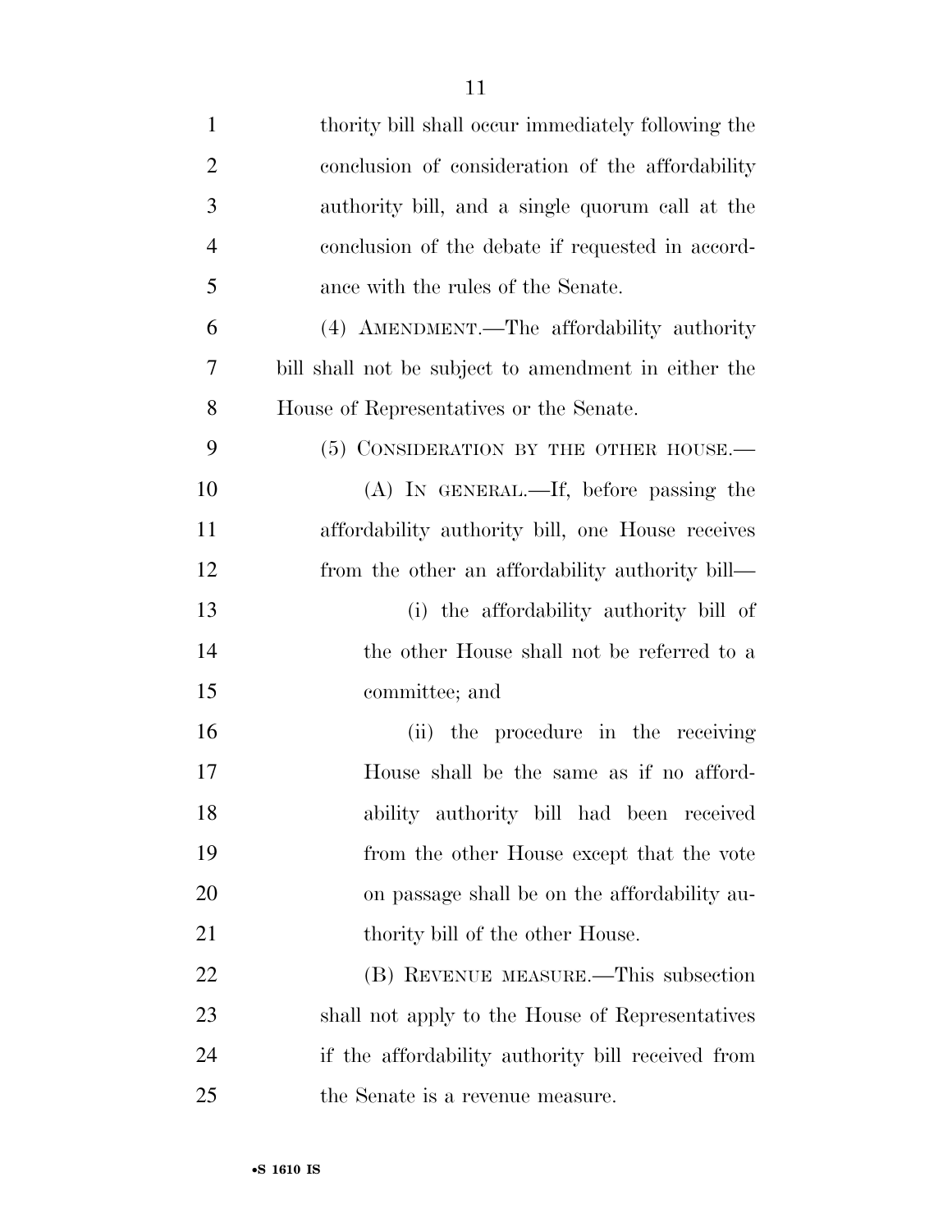thority bill shall occur immediately following the conclusion of consideration of the affordability authority bill, and a single quorum call at the conclusion of the debate if requested in accordance with the rules of the Senate.

(4) AMENDMENT.—The affordability authority bill shall not be subject to amendment in either the House of Representatives or the Senate.

(5) CONSIDERATION BY THE OTHER HOUSE.—

(A) IN GENERAL.—If, before passing the affordability authority bill, one House receives from the other an affordability authority bill—

(i) the affordability authority bill of the other House shall not be referred to a committee; and

(ii) the procedure in the receiving House shall be the same as if no affordability authority bill had been received from the other House except that the vote on passage shall be on the affordability authority bill of the other House.

(B) REVENUE MEASURE.—This subsection shall not apply to the House of Representatives if the affordability authority bill received from the Senate is a revenue measure.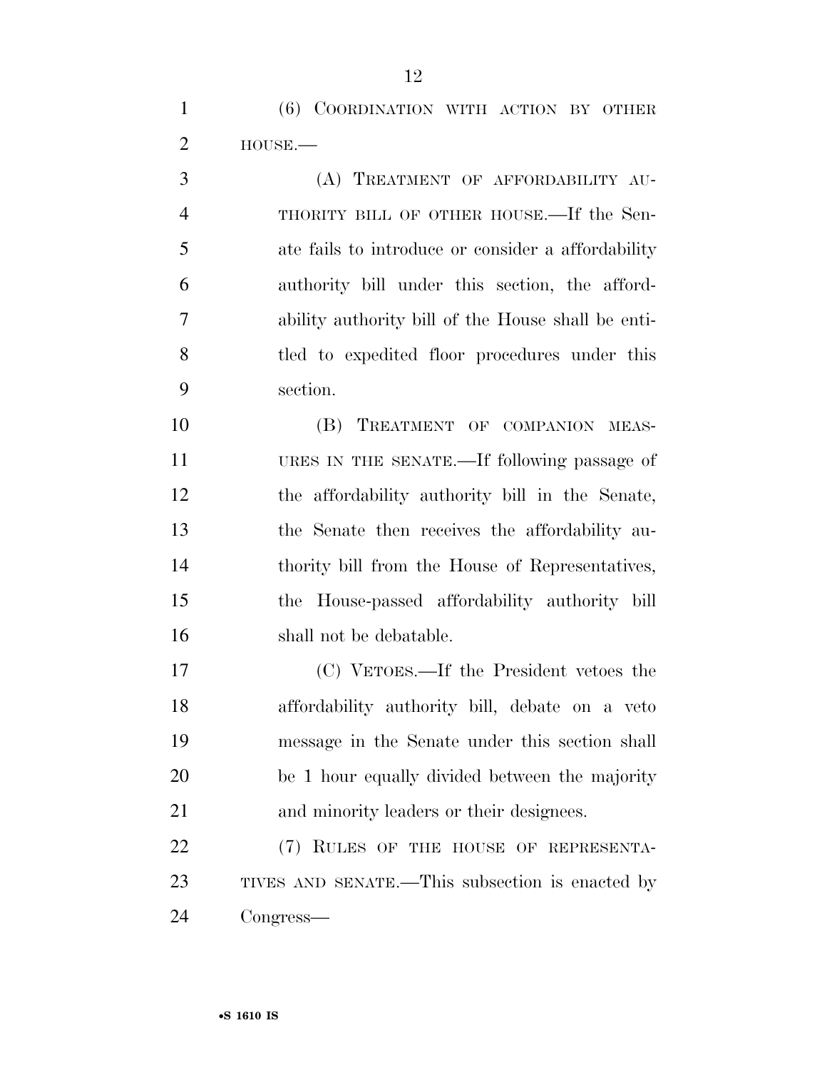(6) COORDINATION WITH ACTION BY OTHER HOUSE.—

(A) TREATMENT OF AFFORDABILITY AUTHORITY BILL OF OTHER HOUSE.—If the Senate fails to introduce or consider a affordability authority bill under this section, the affordability authority bill of the House shall be entitled to expedited floor procedures under this section.

(B) TREATMENT OF COMPANION MEASURES IN THE SENATE.—If following passage of the affordability authority bill in the Senate, the Senate then receives the affordability authority bill from the House of Representatives, the House-passed affordability authority bill shall not be debatable.

(C) VETOES.—If the President vetoes the affordability authority bill, debate on a veto message in the Senate under this section shall be 1 hour equally divided between the majority and minority leaders or their designees.

(7) RULES OF THE HOUSE OF REPRESENTATIVES AND SENATE.—This subsection is enacted by Congress—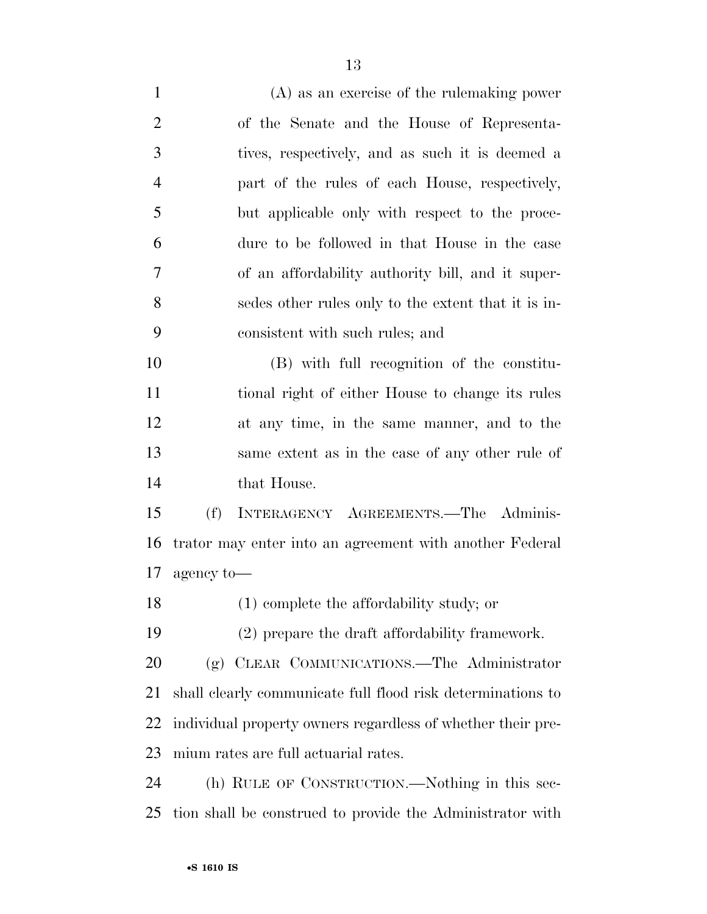(A) as an exercise of the rulemaking power of the Senate and the House of Representatives, respectively, and as such it is deemed a part of the rules of each House, respectively, but applicable only with respect to the procedure to be followed in that House in the case of an affordability authority bill, and it supersedes other rules only to the extent that it is inconsistent with such rules; and

(B) with full recognition of the constitutional right of either House to change its rules at any time, in the same manner, and to the same extent as in the case of any other rule of that House.

(f) INTERAGENCY AGREEMENTS.—The Administrator may enter into an agreement with another Federal agency to—

(1) complete the affordability study; or

(2) prepare the draft affordability framework.

(g) CLEAR COMMUNICATIONS.—The Administrator shall clearly communicate full flood risk determinations to individual property owners regardless of whether their premium rates are full actuarial rates.

(h) RULE OF CONSTRUCTION.—Nothing in this section shall be construed to provide the Administrator with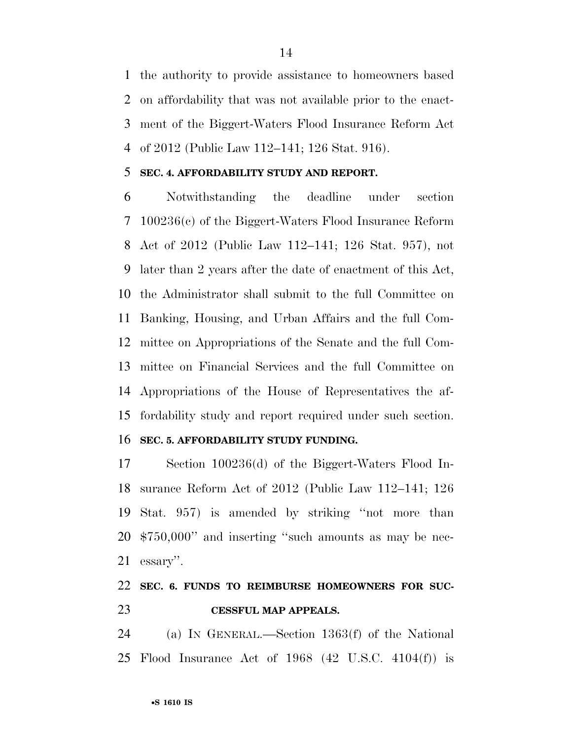the authority to provide assistance to homeowners based on affordability that was not available prior to the enactment of the Biggert-Waters Flood Insurance Reform Act of 2012 (Public Law 112–141; 126 Stat. 916).

**SEC. 4. AFFORDABILITY STUDY AND REPORT.**

Notwithstanding the deadline under section 100236(c) of the Biggert-Waters Flood Insurance Reform Act of 2012 (Public Law 112–141; 126 Stat. 957), not later than 2 years after the date of enactment of this Act, the Administrator shall submit to the full Committee on Banking, Housing, and Urban Affairs and the full Committee on Appropriations of the Senate and the full Committee on Financial Services and the full Committee on Appropriations of the House of Representatives the affordability study and report required under such section.

**SEC. 5. AFFORDABILITY STUDY FUNDING.**

Section 100236(d) of the Biggert-Waters Flood Insurance Reform Act of 2012 (Public Law 112–141; 126 Stat. 957) is amended by striking "not more than $750,000" and inserting "such amounts as may be necessary".

**SEC. 6. FUNDS TO REIMBURSE HOMEOWNERS FOR SUCCESSFUL MAP APPEALS.**

(a) IN GENERAL.—Section 1363(f) of the National Flood Insurance Act of 1968 (42 U.S.C. 4104(f)) is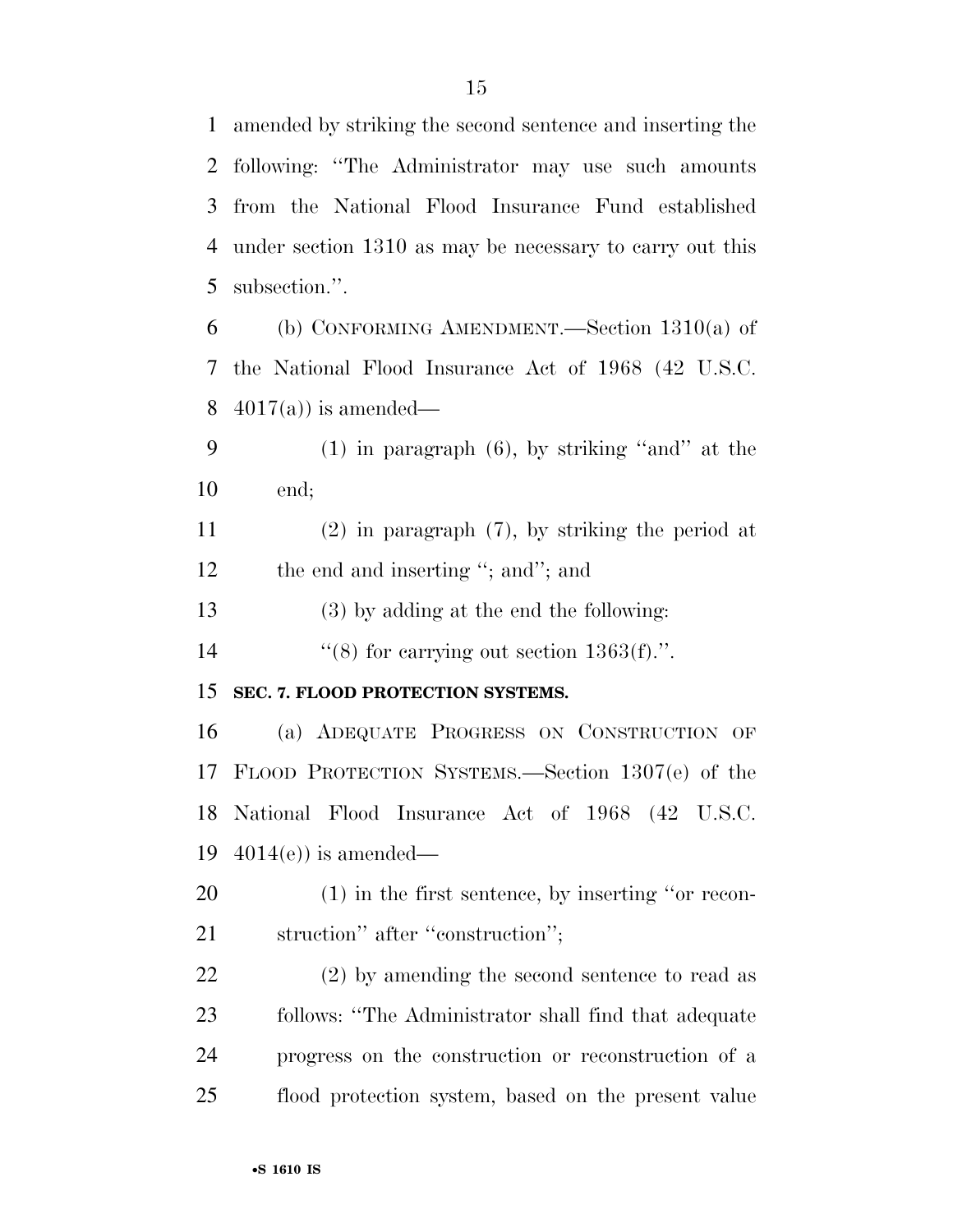amended by striking the second sentence and inserting the following: ''The Administrator may use such amounts from the National Flood Insurance Fund established under section 1310 as may be necessary to carry out this subsection.''.

(b) CONFORMING AMENDMENT.—Section 1310(a) of the National Flood Insurance Act of 1968 (42 U.S.C. 4017(a)) is amended—

(1) in paragraph (6), by striking ''and'' at the end;

(2) in paragraph (7), by striking the period at the end and inserting ''; and''; and

(3) by adding at the end the following:

''(8) for carrying out section 1363(f).''.

**SEC. 7. FLOOD PROTECTION SYSTEMS.**

(a) ADEQUATE PROGRESS ON CONSTRUCTION OF FLOOD PROTECTION SYSTEMS.—Section 1307(e) of the National Flood Insurance Act of 1968 (42 U.S.C. 4014(e)) is amended—

(1) in the first sentence, by inserting ''or reconstruction'' after ''construction'';

(2) by amending the second sentence to read as follows: ''The Administrator shall find that adequate progress on the construction or reconstruction of a flood protection system, based on the present value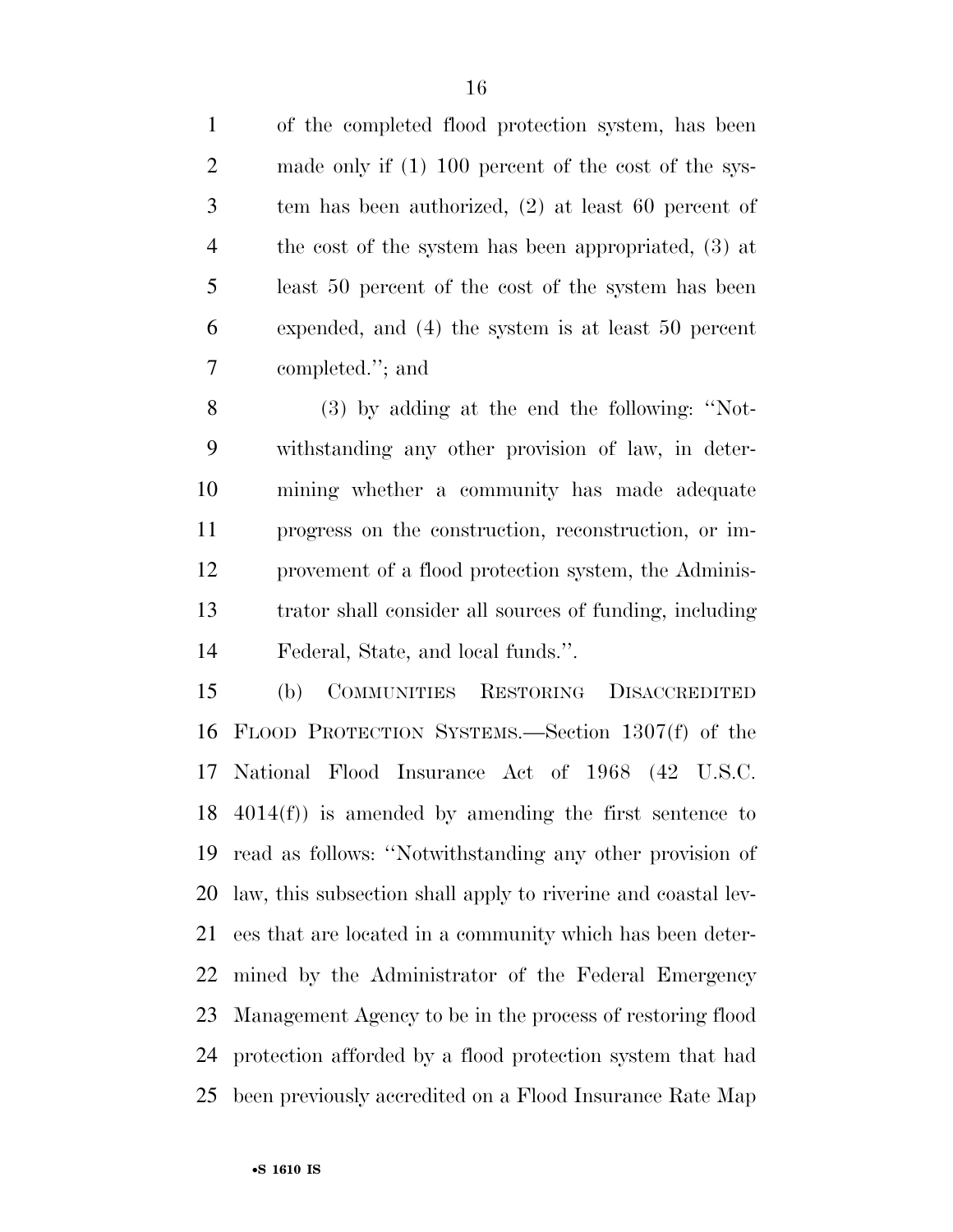of the completed flood protection system, has been made only if (1) 100 percent of the cost of the system has been authorized, (2) at least 60 percent of the cost of the system has been appropriated, (3) at least 50 percent of the cost of the system has been expended, and (4) the system is at least 50 percent completed.''; and

(3) by adding at the end the following: ''Notwithstanding any other provision of law, in determining whether a community has made adequate progress on the construction, reconstruction, or improvement of a flood protection system, the Administrator shall consider all sources of funding, including Federal, State, and local funds.''.

(b) COMMUNITIES RESTORING DISACCREDITED FLOOD PROTECTION SYSTEMS.—Section 1307(f) of the National Flood Insurance Act of 1968 (42 U.S.C. 4014(f)) is amended by amending the first sentence to read as follows: ''Notwithstanding any other provision of law, this subsection shall apply to riverine and coastal levees that are located in a community which has been determined by the Administrator of the Federal Emergency Management Agency to be in the process of restoring flood protection afforded by a flood protection system that had been previously accredited on a Flood Insurance Rate Map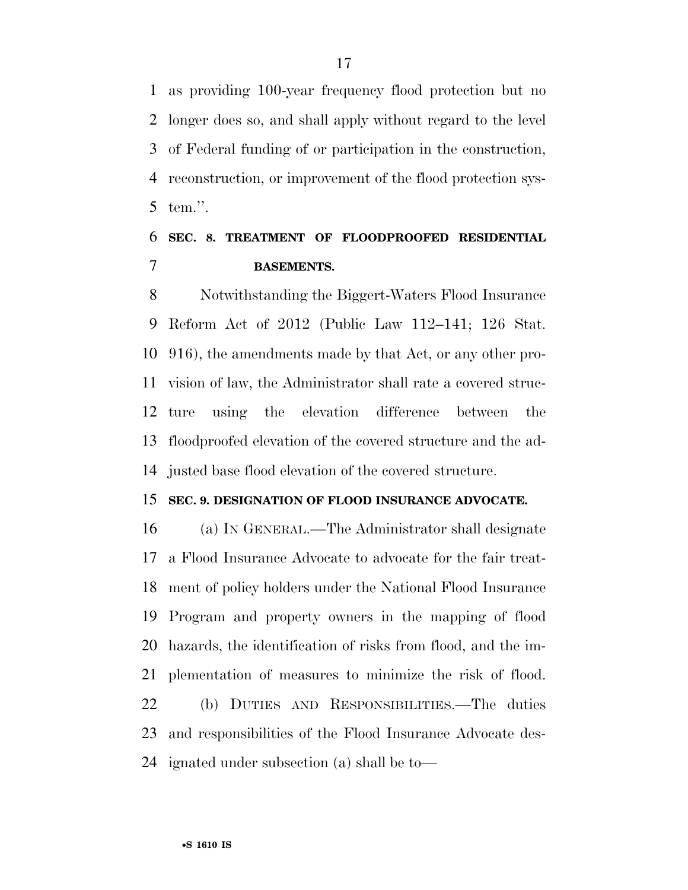as providing 100-year frequency flood protection but no longer does so, and shall apply without regard to the level of Federal funding of or participation in the construction, reconstruction, or improvement of the flood protection system.''.

### SEC. 8. TREATMENT OF FLOODPROOFED RESIDENTIAL BASEMENTS.

Notwithstanding the Biggert-Waters Flood Insurance Reform Act of 2012 (Public Law 112–141; 126 Stat. 916), the amendments made by that Act, or any other provision of law, the Administrator shall rate a covered structure using the elevation difference between the floodproofed elevation of the covered structure and the adjusted base flood elevation of the covered structure.

### SEC. 9. DESIGNATION OF FLOOD INSURANCE ADVOCATE.

(a) IN GENERAL.—The Administrator shall designate a Flood Insurance Advocate to advocate for the fair treatment of policy holders under the National Flood Insurance Program and property owners in the mapping of flood hazards, the identification of risks from flood, and the implementation of measures to minimize the risk of flood.

(b) DUTIES AND RESPONSIBILITIES.—The duties and responsibilities of the Flood Insurance Advocate designated under subsection (a) shall be to—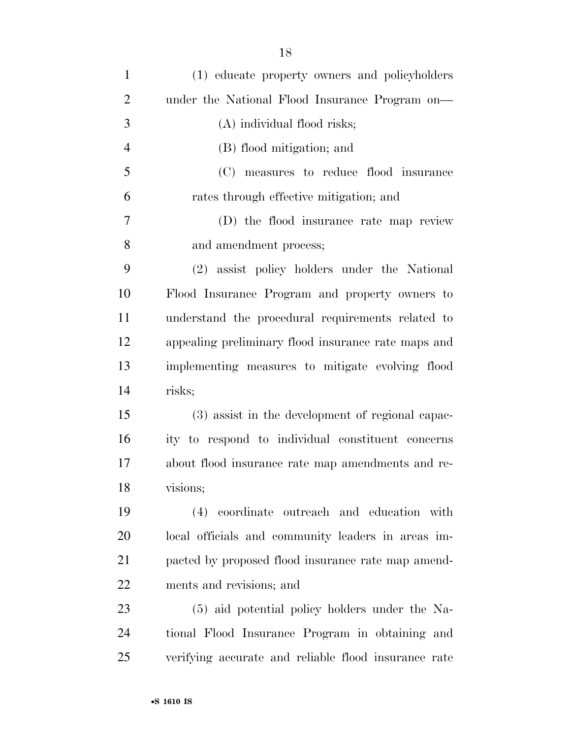(1) educate property owners and policyholders under the National Flood Insurance Program on—

(A) individual flood risks;

(B) flood mitigation; and

(C) measures to reduce flood insurance rates through effective mitigation; and

(D) the flood insurance rate map review and amendment process;

(2) assist policy holders under the National Flood Insurance Program and property owners to understand the procedural requirements related to appealing preliminary flood insurance rate maps and implementing measures to mitigate evolving flood risks;

(3) assist in the development of regional capacity to respond to individual constituent concerns about flood insurance rate map amendments and revisions;

(4) coordinate outreach and education with local officials and community leaders in areas impacted by proposed flood insurance rate map amendments and revisions; and

(5) aid potential policy holders under the National Flood Insurance Program in obtaining and verifying accurate and reliable flood insurance rate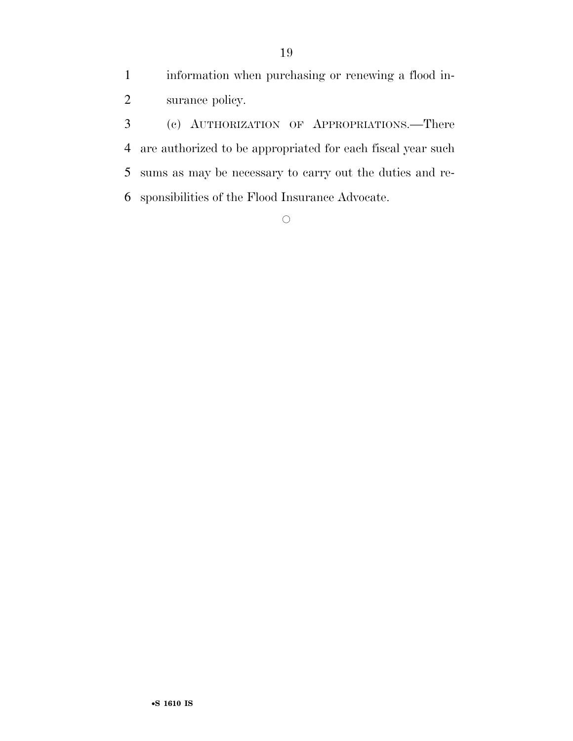information when purchasing or renewing a flood insurance policy.

(c) AUTHORIZATION OF APPROPRIATIONS.—There are authorized to be appropriated for each fiscal year such sums as may be necessary to carry out the duties and responsibilities of the Flood Insurance Advocate.

○